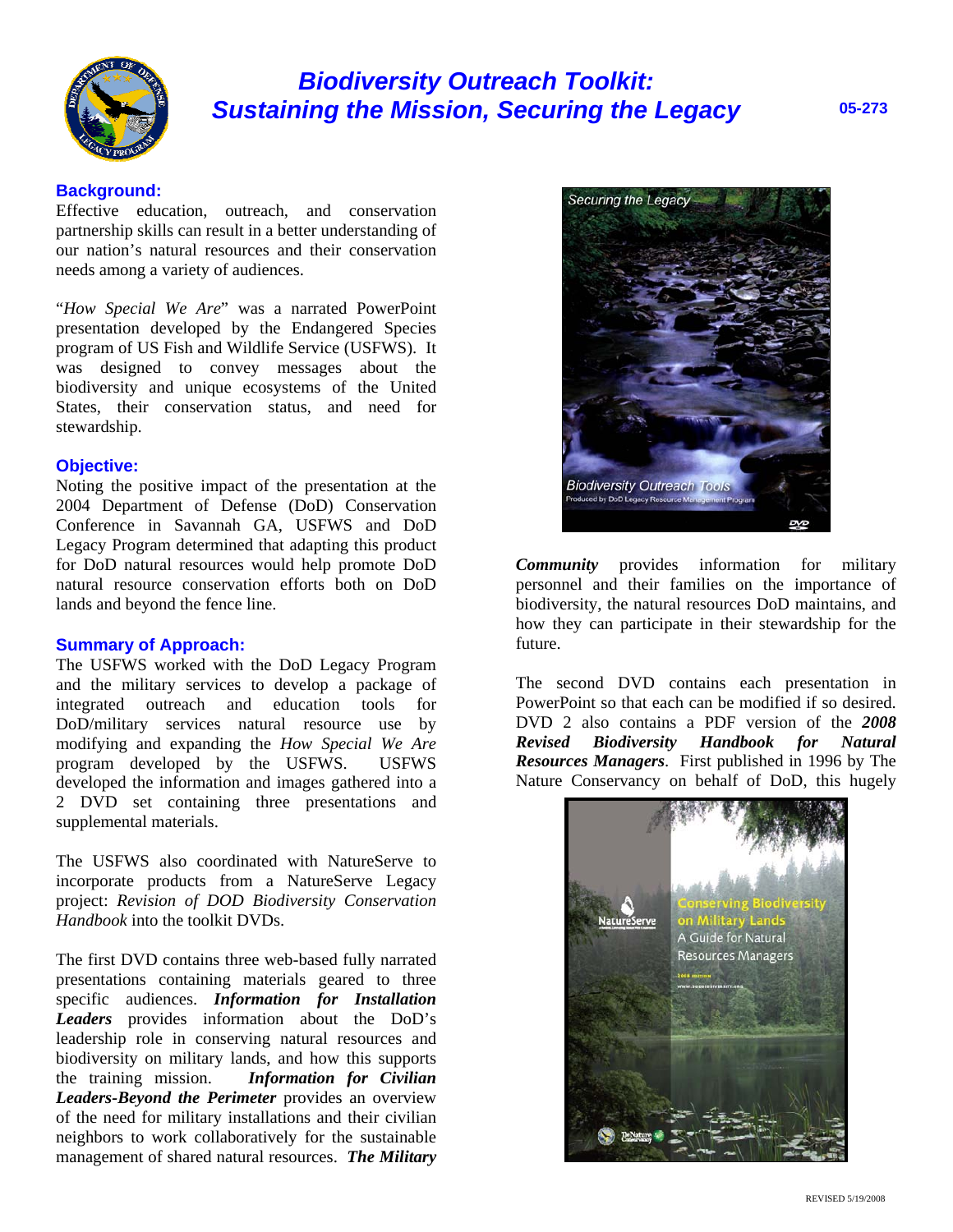# Biodiversity Outreach Toolkit: Sustaining the Mission, Securing the Legacy

05-273

## Background:

Effective education, outreach, and conservation partnership skills can result in a better understanding of our nation's natural resources and their conservation needs among a variety of audiences.

"*How Special We Are*" was a narrated PowerPoint presentation developed by the Endangered Species program of US Fish and Wildlife Service (USFWS). It was designed to convey messages about the biodiversity and unique ecosystems of the United States, their conservation status, and need for stewardship.

## Objective:

Noting the positive impact of the presentation at the 2004 Department of Defense (DoD) Conservation Conference in Savannah GA, USFWS and DoD Legacy Program determined that adapting this product for DoD natural resources would help promote DoD natural resource conservation efforts both on DoD lands and beyond the fence line.

## Summary of Approach:

The USFWS worked with the DoD Legacy Program and the military services to develop a package of integrated outreach and education tools for DoD/military services natural resource use by modifying and expanding the *How Special We Are* program developed by the USFWS. USFWS developed the information and images gathered into a 2 DVD set containing three presentations and supplemental materials.

The USFWS also coordinated with NatureServe to incorporate products from a NatureServe Legacy project: *Revision of DOD Biodiversity Conservation Handbook* into the toolkit DVDs.

The first DVD contains three web-based fully narrated presentations containing materials geared to three specific audiences. ***Information for Installation Leaders*** provides information about the DoD's leadership role in conserving natural resources and biodiversity on military lands, and how this supports the training mission. ***Information for Civilian Leaders-Beyond the Perimeter*** provides an overview of the need for military installations and their civilian neighbors to work collaboratively for the sustainable management of shared natural resources. ***The Military Community*** provides information for military personnel and their families on the importance of biodiversity, the natural resources DoD maintains, and how they can participate in their stewardship for the future.

The second DVD contains each presentation in PowerPoint so that each can be modified if so desired. DVD 2 also contains a PDF version of the ***2008 Revised Biodiversity Handbook for Natural Resources Managers***. First published in 1996 by The Nature Conservancy on behalf of DoD, this hugely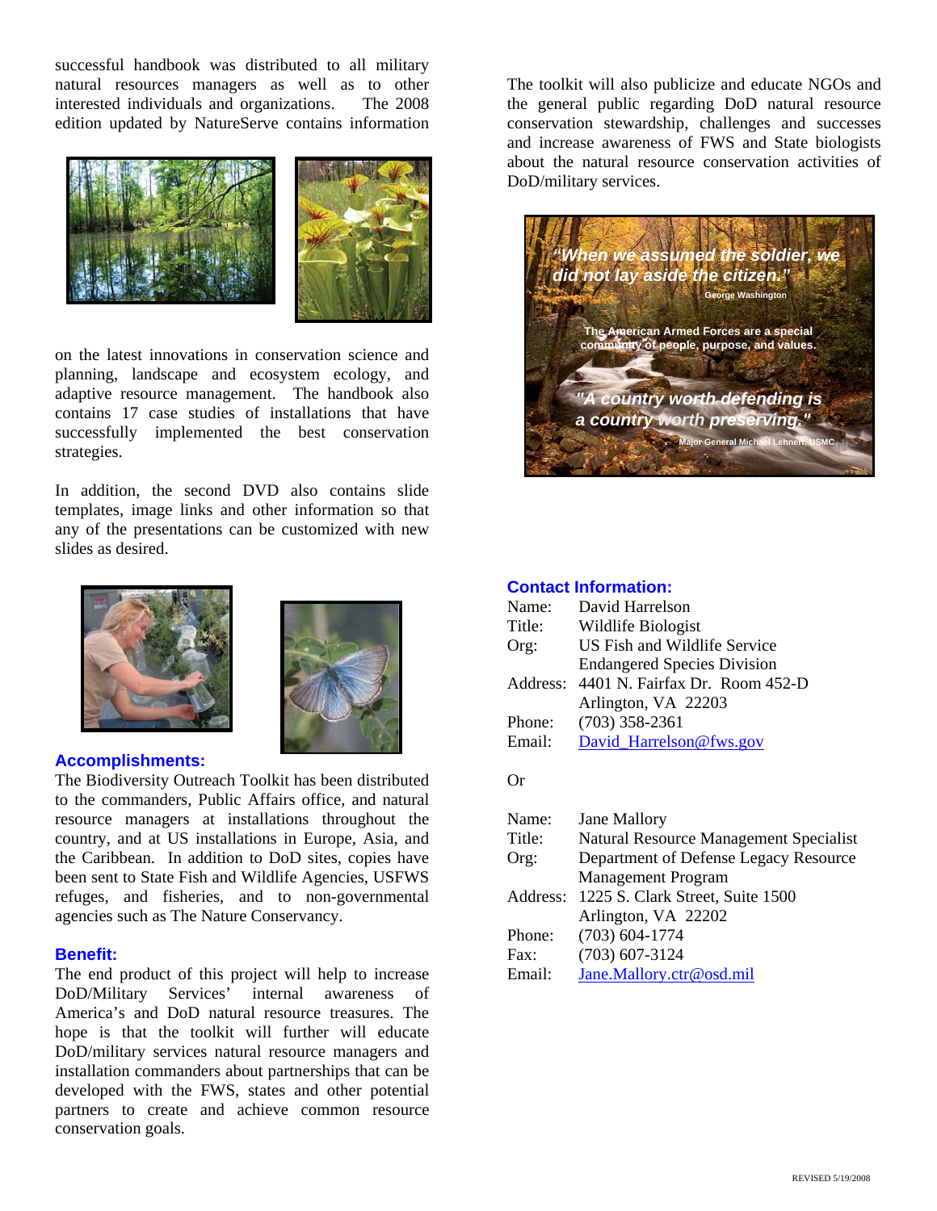successful handbook was distributed to all military natural resources managers as well as to other interested individuals and organizations. The 2008 edition updated by NatureServe contains information on the latest innovations in conservation science and planning, landscape and ecosystem ecology, and adaptive resource management. The handbook also contains 17 case studies of installations that have successfully implemented the best conservation strategies.

In addition, the second DVD also contains slide templates, image links and other information so that any of the presentations can be customized with new slides as desired.

### Accomplishments:

The Biodiversity Outreach Toolkit has been distributed to the commanders, Public Affairs office, and natural resource managers at installations throughout the country, and at US installations in Europe, Asia, and the Caribbean. In addition to DoD sites, copies have been sent to State Fish and Wildlife Agencies, USFWS refuges, and fisheries, and to non-governmental agencies such as The Nature Conservancy.

### Benefit:

The end product of this project will help to increase DoD/Military Services' internal awareness of America's and DoD natural resource treasures. The hope is that the toolkit will further will educate DoD/military services natural resource managers and installation commanders about partnerships that can be developed with the FWS, states and other potential partners to create and achieve common resource conservation goals.

The toolkit will also publicize and educate NGOs and the general public regarding DoD natural resource conservation stewardship, challenges and successes and increase awareness of FWS and State biologists about the natural resource conservation activities of DoD/military services.

*"When we assumed the soldier, we did not lay aside the citizen."*
George Washington

The American Armed Forces are a special community of people, purpose, and values.

*"A country worth defending is a country worth preserving."*
Major General Michael Lehnert, USMC

### Contact Information:

| | |
|---|---|
| Name: | David Harrelson |
| Title: | Wildlife Biologist |
| Org: | US Fish and Wildlife Service Endangered Species Division |
| Address: | 4401 N. Fairfax Dr. Room 452-D Arlington, VA 22203 |
| Phone: | (703) 358-2361 |
| Email: | David_Harrelson@fws.gov |

Or

| | |
|---|---|
| Name: | Jane Mallory |
| Title: | Natural Resource Management Specialist |
| Org: | Department of Defense Legacy Resource Management Program |
| Address: | 1225 S. Clark Street, Suite 1500 Arlington, VA 22202 |
| Phone: | (703) 604-1774 |
| Fax: | (703) 607-3124 |
| Email: | Jane.Mallory.ctr@osd.mil |

REVISED 5/19/2008